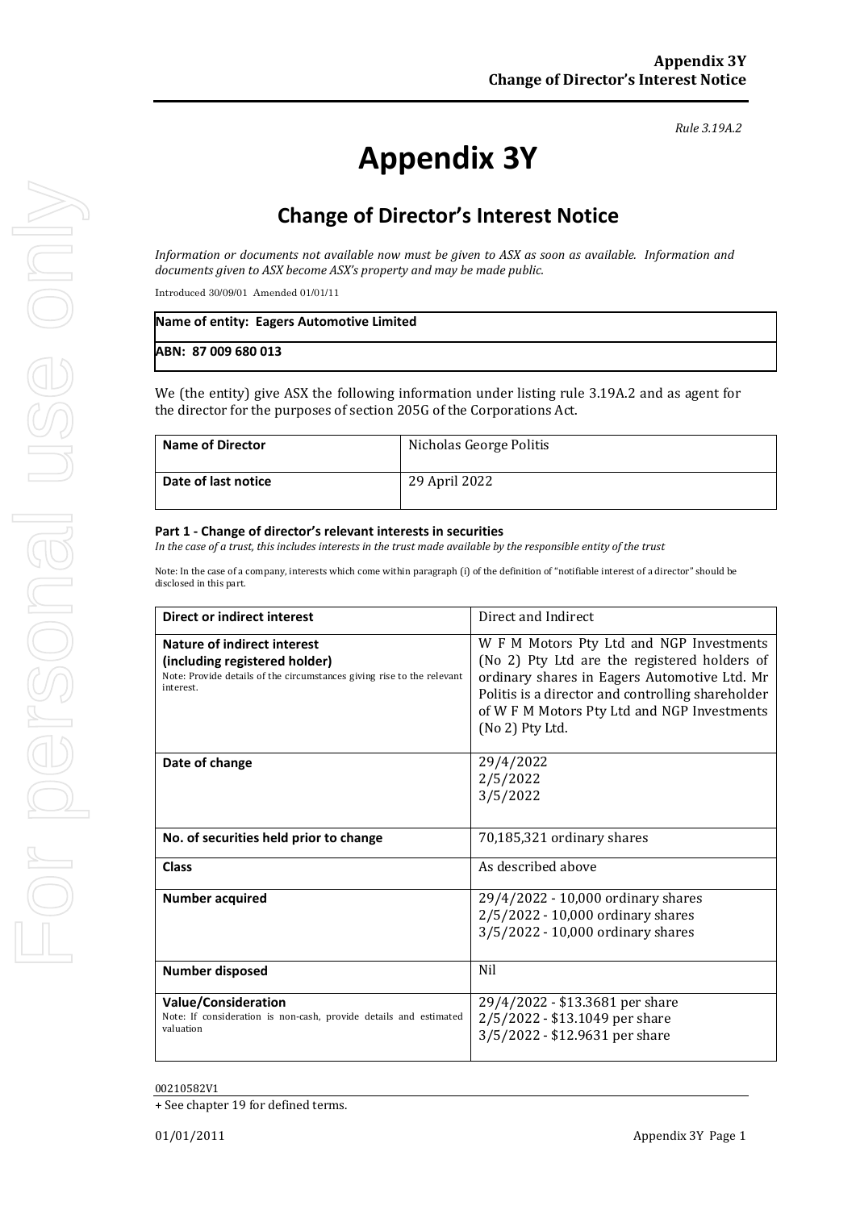*Rule 3.19A.2*

# Appendix 3Y

## Change of Director's Interest Notice

*Information or documents not available now must be given to ASX as soon as available. Information and documents given to ASX become ASX's property and may be made public.*

Introduced 30/09/01 Amended 01/01/11

| **Name of entity: Eagers Automotive Limited** |
|---|
| **ABN: 87 009 680 013** |

We (the entity) give ASX the following information under listing rule 3.19A.2 and as agent for the director for the purposes of section 205G of the Corporations Act.

| **Name of Director** | Nicholas George Politis |
|---|---|
| **Date of last notice** | 29 April 2022 |

#### Part 1 - Change of director's relevant interests in securities

*In the case of a trust, this includes interests in the trust made available by the responsible entity of the trust*

Note: In the case of a company, interests which come within paragraph (i) of the definition of "notifiable interest of a director" should be disclosed in this part.

| **Direct or indirect interest** | Direct and Indirect |
|---|---|
| **Nature of indirect interest (including registered holder)** Note: Provide details of the circumstances giving rise to the relevant interest. | W F M Motors Pty Ltd and NGP Investments (No 2) Pty Ltd are the registered holders of ordinary shares in Eagers Automotive Ltd. Mr Politis is a director and controlling shareholder of W F M Motors Pty Ltd and NGP Investments (No 2) Pty Ltd. |
| **Date of change** | 29/4/2022<br>2/5/2022<br>3/5/2022 |
| **No. of securities held prior to change** | 70,185,321 ordinary shares |
| **Class** | As described above |
| **Number acquired** | 29/4/2022 - 10,000 ordinary shares<br>2/5/2022 - 10,000 ordinary shares<br>3/5/2022 - 10,000 ordinary shares |
| **Number disposed** | Nil |
| **Value/Consideration** Note: If consideration is non-cash, provide details and estimated valuation | 29/4/2022 - $13.3681 per share<br>2/5/2022 - $13.1049 per share<br>3/5/2022 - $12.9631 per share |

00210582V1

+ See chapter 19 for defined terms.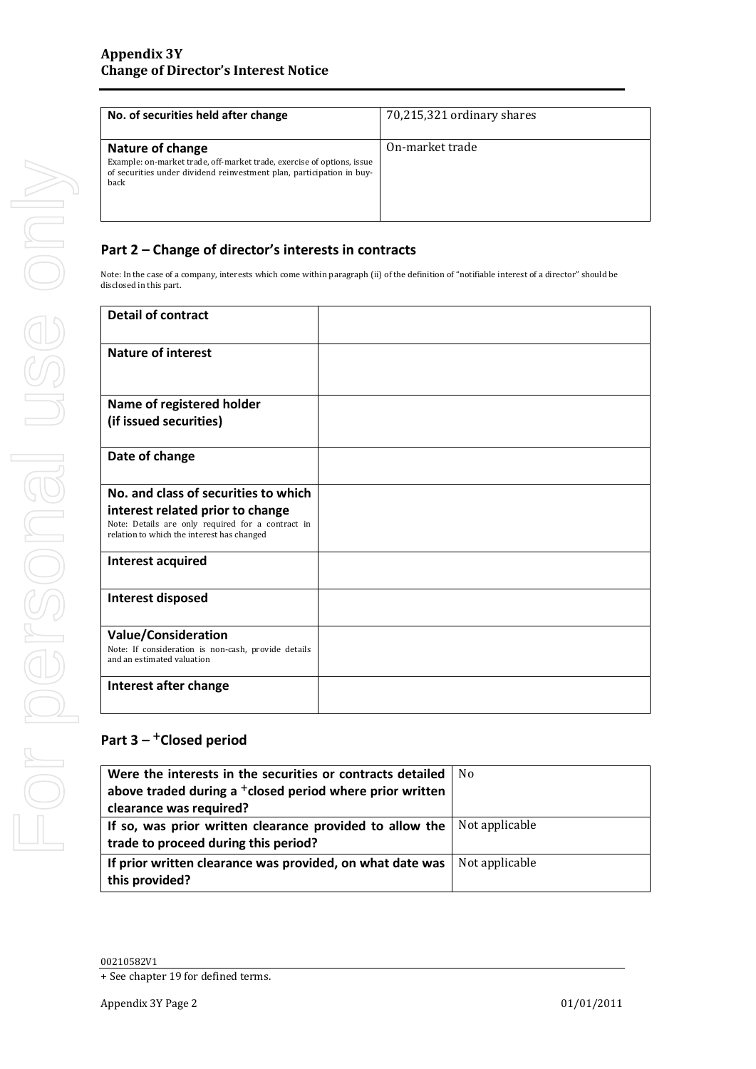| | |
|---|---|
| **No. of securities held after change** | 70,215,321 ordinary shares |
| **Nature of change**<br>Example: on-market trade, off-market trade, exercise of options, issue of securities under dividend reinvestment plan, participation in buy-back | On-market trade |

## Part 2 – Change of director's interests in contracts

Note: In the case of a company, interests which come within paragraph (ii) of the definition of "notifiable interest of a director" should be disclosed in this part.

| | |
|---|---|
| **Detail of contract** | |
| **Nature of interest** | |
| **Name of registered holder (if issued securities)** | |
| **Date of change** | |
| **No. and class of securities to which interest related prior to change**<br>Note: Details are only required for a contract in relation to which the interest has changed | |
| **Interest acquired** | |
| **Interest disposed** | |
| **Value/Consideration**<br>Note: If consideration is non-cash, provide details and an estimated valuation | |
| **Interest after change** | |

## Part 3 – +Closed period

| | |
|---|---|
| **Were the interests in the securities or contracts detailed above traded during a +closed period where prior written clearance was required?** | No |
| **If so, was prior written clearance provided to allow the trade to proceed during this period?** | Not applicable |
| **If prior written clearance was provided, on what date was this provided?** | Not applicable |

00210582V1

+ See chapter 19 for defined terms.